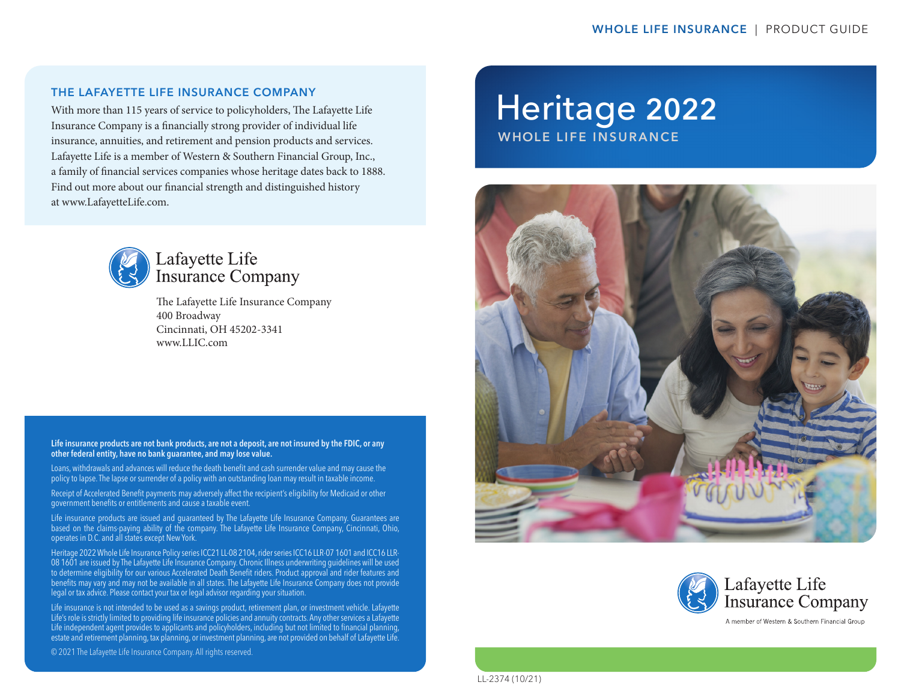WHOLE LIFE INSURANCE | PRODUCT GUIDE

# Heritage 2022

## WHOLE LIFE INSURANCE

Lafayette Life Insurance Company

A member of Western & Southern Financial Group

LL-2374 (10/21)

### THE LAFAYETTE LIFE INSURANCE COMPANY

With more than 115 years of service to policyholders, The Lafayette Life Insurance Company is a financially strong provider of individual life insurance, annuities, and retirement and pension products and services. Lafayette Life is a member of Western & Southern Financial Group, Inc., a family of financial services companies whose heritage dates back to 1888. Find out more about our financial strength and distinguished history at www.LafayetteLife.com.

Lafayette Life Insurance Company

The Lafayette Life Insurance Company
400 Broadway
Cincinnati, OH 45202-3341
www.LLIC.com

**Life insurance products are not bank products, are not a deposit, are not insured by the FDIC, or any other federal entity, have no bank guarantee, and may lose value.**

Loans, withdrawals and advances will reduce the death benefit and cash surrender value and may cause the policy to lapse. The lapse or surrender of a policy with an outstanding loan may result in taxable income.

Receipt of Accelerated Benefit payments may adversely affect the recipient's eligibility for Medicaid or other government benefits or entitlements and cause a taxable event.

Life insurance products are issued and guaranteed by The Lafayette Life Insurance Company. Guarantees are based on the claims-paying ability of the company. The Lafayette Life Insurance Company, Cincinnati, Ohio, operates in D.C. and all states except New York.

Heritage 2022 Whole Life Insurance Policy series ICC21 LL-08 2104, rider series ICC16 LLR-07 1601 and ICC16 LLR-08 1601 are issued by The Lafayette Life Insurance Company. Chronic Illness underwriting guidelines will be used to determine eligibility for our various Accelerated Death Benefit riders. Product approval and rider features and benefits may vary and may not be available in all states. The Lafayette Life Insurance Company does not provide legal or tax advice. Please contact your tax or legal advisor regarding your situation.

Life insurance is not intended to be used as a savings product, retirement plan, or investment vehicle. Lafayette Life's role is strictly limited to providing life insurance policies and annuity contracts. Any other services a Lafayette Life independent agent provides to applicants and policyholders, including but not limited to financial planning, estate and retirement planning, tax planning, or investment planning, are not provided on behalf of Lafayette Life.

© 2021 The Lafayette Life Insurance Company. All rights reserved.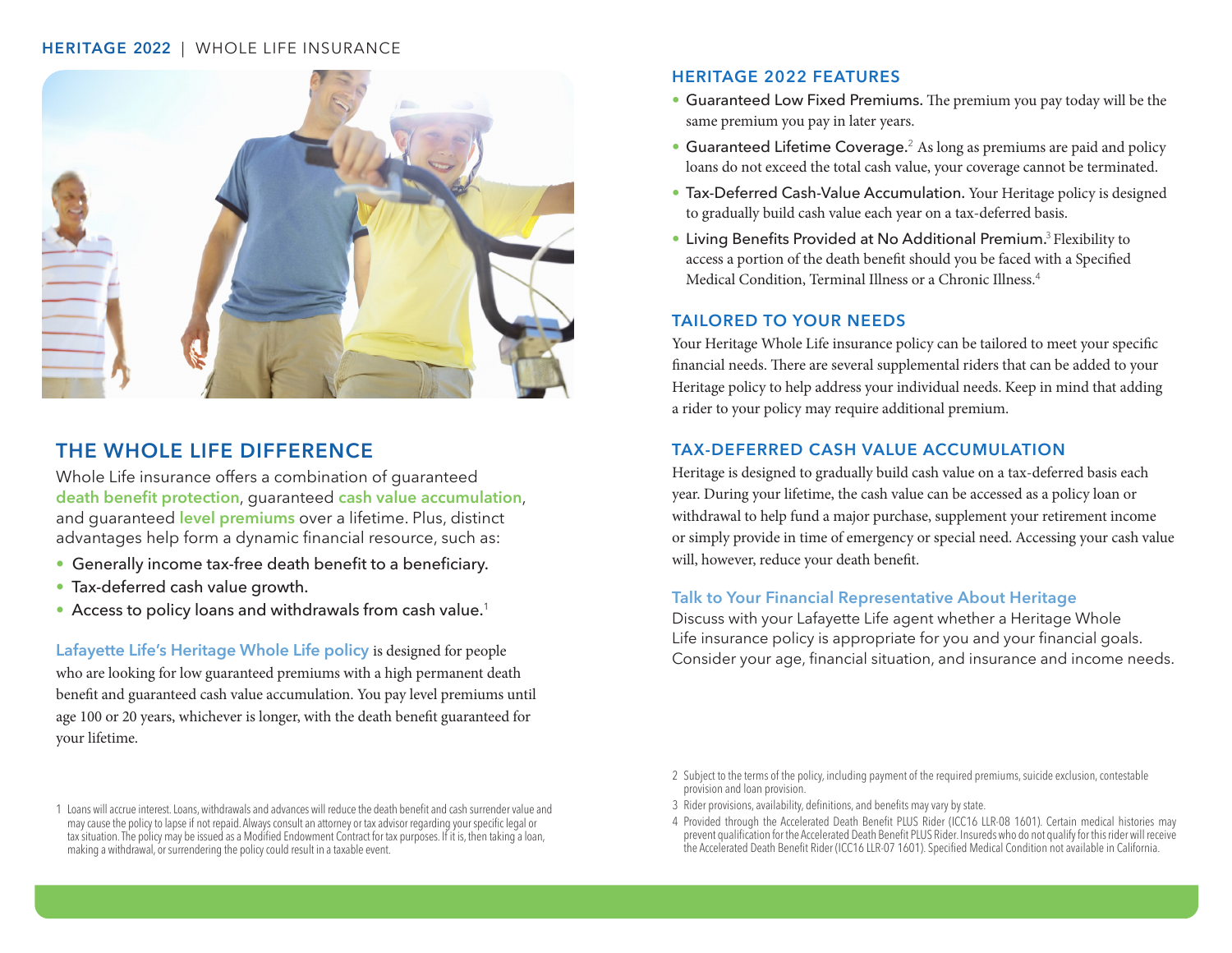## THE WHOLE LIFE DIFFERENCE

Whole Life insurance offers a combination of guaranteed **death benefit protection**, guaranteed **cash value accumulation**, and guaranteed **level premiums** over a lifetime. Plus, distinct advantages help form a dynamic financial resource, such as:

- Generally income tax-free death benefit to a beneficiary.
- Tax-deferred cash value growth.
- Access to policy loans and withdrawals from cash value.[1]

**Lafayette Life's Heritage Whole Life policy** is designed for people who are looking for low guaranteed premiums with a high permanent death benefit and guaranteed cash value accumulation. You pay level premiums until age 100 or 20 years, whichever is longer, with the death benefit guaranteed for your lifetime.

1 Loans will accrue interest. Loans, withdrawals and advances will reduce the death benefit and cash surrender value and may cause the policy to lapse if not repaid. Always consult an attorney or tax advisor regarding your specific legal or tax situation. The policy may be issued as a Modified Endowment Contract for tax purposes. If it is, then taking a loan, making a withdrawal, or surrendering the policy could result in a taxable event.

## HERITAGE 2022 FEATURES

- **Guaranteed Low Fixed Premiums.** The premium you pay today will be the same premium you pay in later years.
- **Guaranteed Lifetime Coverage.**[2] As long as premiums are paid and policy loans do not exceed the total cash value, your coverage cannot be terminated.
- **Tax-Deferred Cash-Value Accumulation.** Your Heritage policy is designed to gradually build cash value each year on a tax-deferred basis.
- **Living Benefits Provided at No Additional Premium.**[3] Flexibility to access a portion of the death benefit should you be faced with a Specified Medical Condition, Terminal Illness or a Chronic Illness.[4]

## TAILORED TO YOUR NEEDS

Your Heritage Whole Life insurance policy can be tailored to meet your specific financial needs. There are several supplemental riders that can be added to your Heritage policy to help address your individual needs. Keep in mind that adding a rider to your policy may require additional premium.

## TAX-DEFERRED CASH VALUE ACCUMULATION

Heritage is designed to gradually build cash value on a tax-deferred basis each year. During your lifetime, the cash value can be accessed as a policy loan or withdrawal to help fund a major purchase, supplement your retirement income or simply provide in time of emergency or special need. Accessing your cash value will, however, reduce your death benefit.

### Talk to Your Financial Representative About Heritage

Discuss with your Lafayette Life agent whether a Heritage Whole Life insurance policy is appropriate for you and your financial goals. Consider your age, financial situation, and insurance and income needs.

2 Subject to the terms of the policy, including payment of the required premiums, suicide exclusion, contestable provision and loan provision.

3 Rider provisions, availability, definitions, and benefits may vary by state.

4 Provided through the Accelerated Death Benefit PLUS Rider (ICC16 LLR-08 1601). Certain medical histories may prevent qualification for the Accelerated Death Benefit PLUS Rider. Insureds who do not qualify for this rider will receive the Accelerated Death Benefit Rider (ICC16 LLR-07 1601). Specified Medical Condition not available in California.